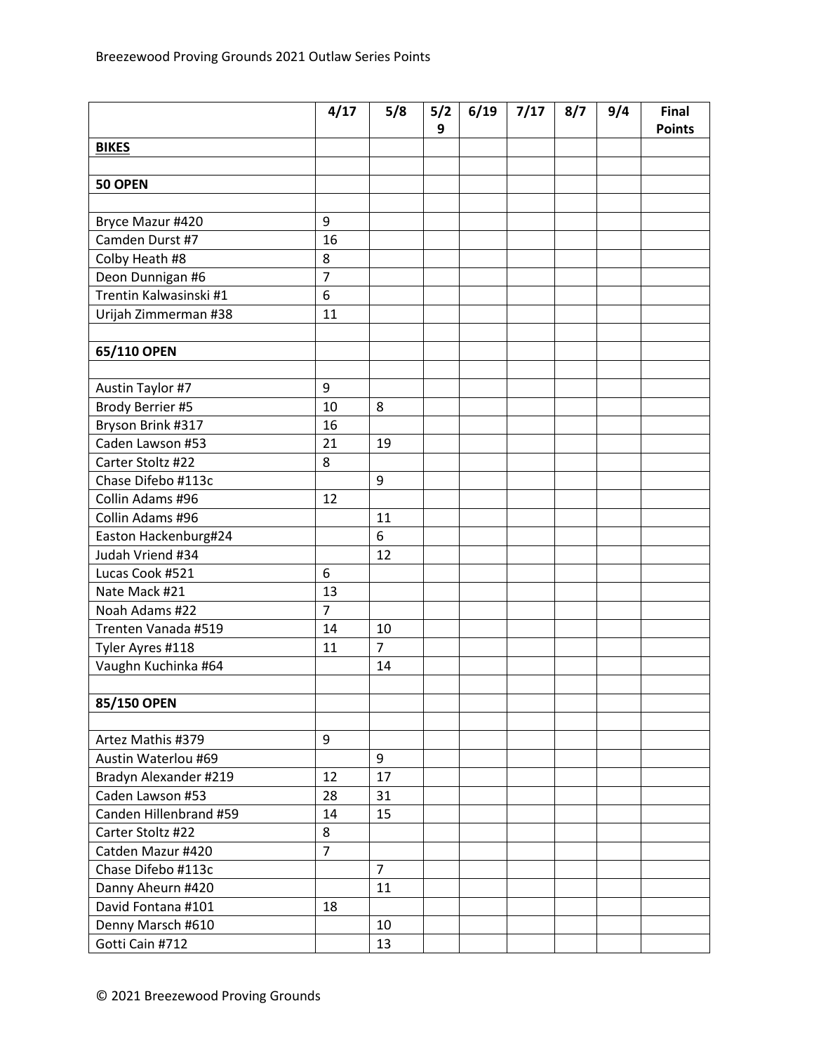Breezewood Proving Grounds 2021 Outlaw Series Points

| | 4/17 | 5/8 | 5/29 | 6/19 | 7/17 | 8/7 | 9/4 | Final Points |
|---|---|---|---|---|---|---|---|---|
| **BIKES** | | | | | | | | |
| | | | | | | | | |
| **50 OPEN** | | | | | | | | |
| | | | | | | | | |
| Bryce Mazur #420 | 9 | | | | | | | |
| Camden Durst #7 | 16 | | | | | | | |
| Colby Heath #8 | 8 | | | | | | | |
| Deon Dunnigan #6 | 7 | | | | | | | |
| Trentin Kalwasinski #1 | 6 | | | | | | | |
| Urijah Zimmerman #38 | 11 | | | | | | | |
| | | | | | | | | |
| **65/110 OPEN** | | | | | | | | |
| | | | | | | | | |
| Austin Taylor #7 | 9 | | | | | | | |
| Brody Berrier #5 | 10 | 8 | | | | | | |
| Bryson Brink #317 | 16 | | | | | | | |
| Caden Lawson #53 | 21 | 19 | | | | | | |
| Carter Stoltz #22 | 8 | | | | | | | |
| Chase Difebo #113c | | 9 | | | | | | |
| Collin Adams #96 | 12 | | | | | | | |
| Collin Adams #96 | | 11 | | | | | | |
| Easton Hackenburg#24 | | 6 | | | | | | |
| Judah Vriend #34 | | 12 | | | | | | |
| Lucas Cook #521 | 6 | | | | | | | |
| Nate Mack #21 | 13 | | | | | | | |
| Noah Adams #22 | 7 | | | | | | | |
| Trenten Vanada #519 | 14 | 10 | | | | | | |
| Tyler Ayres #118 | 11 | 7 | | | | | | |
| Vaughn Kuchinka #64 | | 14 | | | | | | |
| | | | | | | | | |
| **85/150 OPEN** | | | | | | | | |
| | | | | | | | | |
| Artez Mathis #379 | 9 | | | | | | | |
| Austin Waterlou #69 | | 9 | | | | | | |
| Bradyn Alexander #219 | 12 | 17 | | | | | | |
| Caden Lawson #53 | 28 | 31 | | | | | | |
| Canden Hillenbrand #59 | 14 | 15 | | | | | | |
| Carter Stoltz #22 | 8 | | | | | | | |
| Catden Mazur #420 | 7 | | | | | | | |
| Chase Difebo #113c | | 7 | | | | | | |
| Danny Aheurn #420 | | 11 | | | | | | |
| David Fontana #101 | 18 | | | | | | | |
| Denny Marsch #610 | | 10 | | | | | | |
| Gotti Cain #712 | | 13 | | | | | | |

© 2021 Breezewood Proving Grounds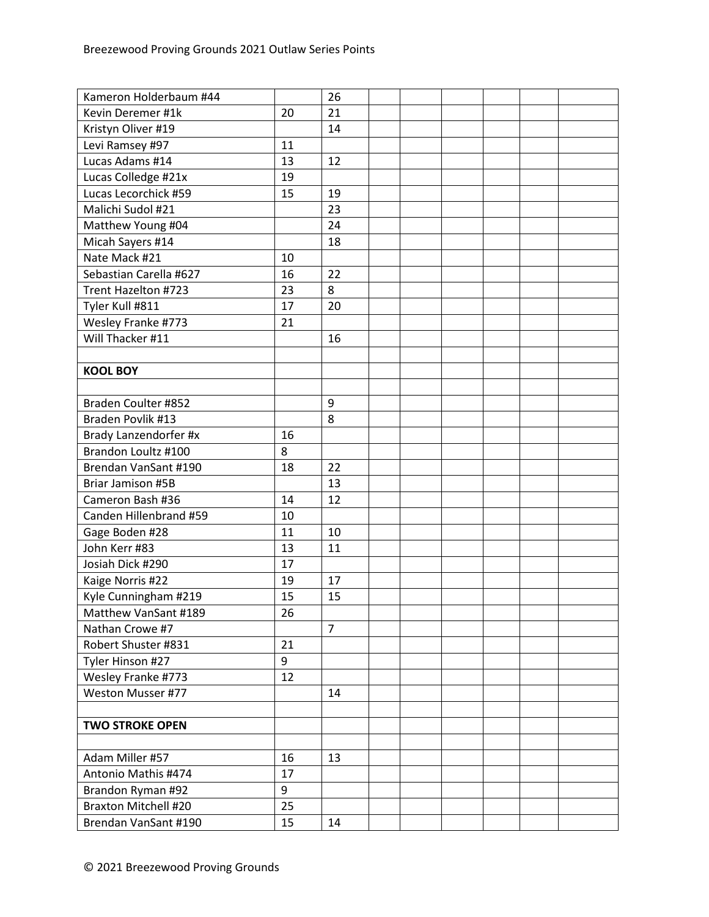| | | | | | | | | |
|---|---|---|---|---|---|---|---|---|
| Kameron Holderbaum #44 | | 26 | | | | | | |
| Kevin Deremer #1k | 20 | 21 | | | | | | |
| Kristyn Oliver #19 | | 14 | | | | | | |
| Levi Ramsey #97 | 11 | | | | | | | |
| Lucas Adams #14 | 13 | 12 | | | | | | |
| Lucas Colledge #21x | 19 | | | | | | | |
| Lucas Lecorchick #59 | 15 | 19 | | | | | | |
| Malichi Sudol #21 | | 23 | | | | | | |
| Matthew Young #04 | | 24 | | | | | | |
| Micah Sayers #14 | | 18 | | | | | | |
| Nate Mack #21 | 10 | | | | | | | |
| Sebastian Carella #627 | 16 | 22 | | | | | | |
| Trent Hazelton #723 | 23 | 8 | | | | | | |
| Tyler Kull #811 | 17 | 20 | | | | | | |
| Wesley Franke #773 | 21 | | | | | | | |
| Will Thacker #11 | | 16 | | | | | | |
| | | | | | | | | |
| **KOOL BOY** | | | | | | | | |
| | | | | | | | | |
| Braden Coulter #852 | | 9 | | | | | | |
| Braden Povlik #13 | | 8 | | | | | | |
| Brady Lanzendorfer #x | 16 | | | | | | | |
| Brandon Loultz #100 | 8 | | | | | | | |
| Brendan VanSant #190 | 18 | 22 | | | | | | |
| Briar Jamison #5B | | 13 | | | | | | |
| Cameron Bash #36 | 14 | 12 | | | | | | |
| Canden Hillenbrand #59 | 10 | | | | | | | |
| Gage Boden #28 | 11 | 10 | | | | | | |
| John Kerr #83 | 13 | 11 | | | | | | |
| Josiah Dick #290 | 17 | | | | | | | |
| Kaige Norris #22 | 19 | 17 | | | | | | |
| Kyle Cunningham #219 | 15 | 15 | | | | | | |
| Matthew VanSant #189 | 26 | | | | | | | |
| Nathan Crowe #7 | | 7 | | | | | | |
| Robert Shuster #831 | 21 | | | | | | | |
| Tyler Hinson #27 | 9 | | | | | | | |
| Wesley Franke #773 | 12 | | | | | | | |
| Weston Musser #77 | | 14 | | | | | | |
| | | | | | | | | |
| **TWO STROKE OPEN** | | | | | | | | |
| | | | | | | | | |
| Adam Miller #57 | 16 | 13 | | | | | | |
| Antonio Mathis #474 | 17 | | | | | | | |
| Brandon Ryman #92 | 9 | | | | | | | |
| Braxton Mitchell #20 | 25 | | | | | | | |
| Brendan VanSant #190 | 15 | 14 | | | | | | |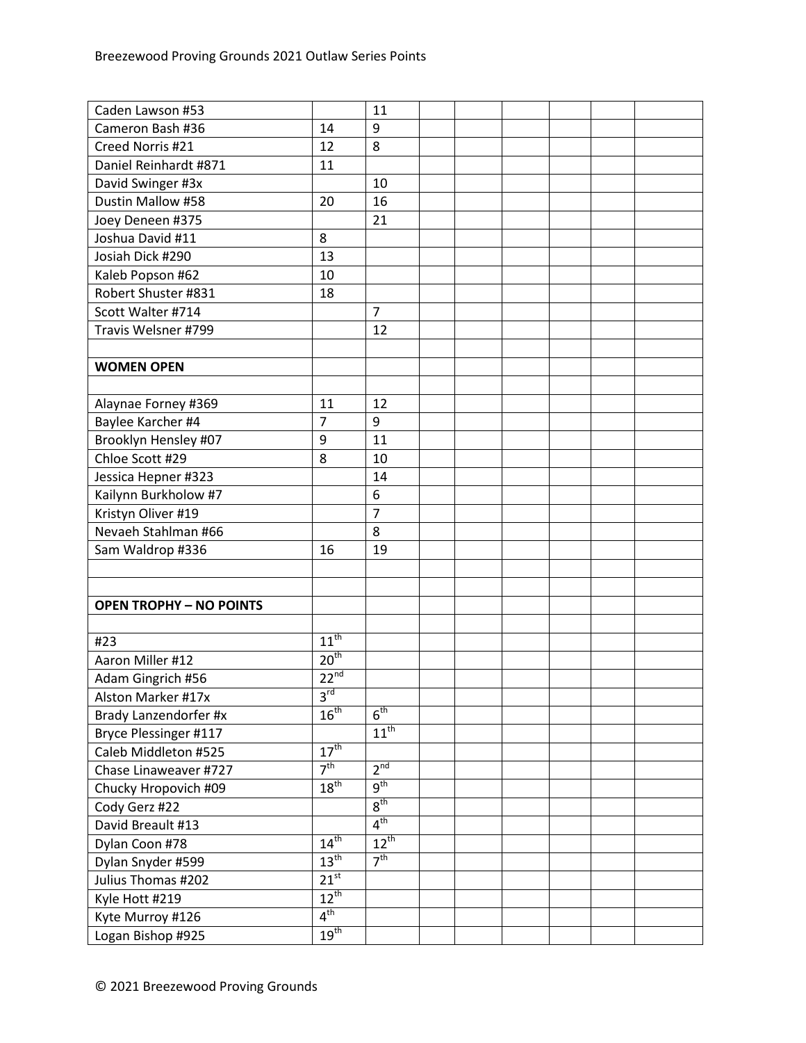| | | | | | | | | |
|---|---|---|---|---|---|---|---|---|
| Caden Lawson #53 | | 11 | | | | | | |
| Cameron Bash #36 | 14 | 9 | | | | | | |
| Creed Norris #21 | 12 | 8 | | | | | | |
| Daniel Reinhardt #871 | 11 | | | | | | | |
| David Swinger #3x | | 10 | | | | | | |
| Dustin Mallow #58 | 20 | 16 | | | | | | |
| Joey Deneen #375 | | 21 | | | | | | |
| Joshua David #11 | 8 | | | | | | | |
| Josiah Dick #290 | 13 | | | | | | | |
| Kaleb Popson #62 | 10 | | | | | | | |
| Robert Shuster #831 | 18 | | | | | | | |
| Scott Walter #714 | | 7 | | | | | | |
| Travis Welsner #799 | | 12 | | | | | | |
| | | | | | | | | |
| **WOMEN OPEN** | | | | | | | | |
| | | | | | | | | |
| Alaynae Forney #369 | 11 | 12 | | | | | | |
| Baylee Karcher #4 | 7 | 9 | | | | | | |
| Brooklyn Hensley #07 | 9 | 11 | | | | | | |
| Chloe Scott #29 | 8 | 10 | | | | | | |
| Jessica Hepner #323 | | 14 | | | | | | |
| Kailynn Burkholow #7 | | 6 | | | | | | |
| Kristyn Oliver #19 | | 7 | | | | | | |
| Nevaeh Stahlman #66 | | 8 | | | | | | |
| Sam Waldrop #336 | 16 | 19 | | | | | | |
| | | | | | | | | |
| | | | | | | | | |
| **OPEN TROPHY – NO POINTS** | | | | | | | | |
| | | | | | | | | |
| #23 | 11th | | | | | | | |
| Aaron Miller #12 | 20th | | | | | | | |
| Adam Gingrich #56 | 22nd | | | | | | | |
| Alston Marker #17x | 3rd | | | | | | | |
| Brady Lanzendorfer #x | 16th | 6th | | | | | | |
| Bryce Plessinger #117 | | 11th | | | | | | |
| Caleb Middleton #525 | 17th | | | | | | | |
| Chase Linaweaver #727 | 7th | 2nd | | | | | | |
| Chucky Hropovich #09 | 18th | 9th | | | | | | |
| Cody Gerz #22 | | 8th | | | | | | |
| David Breault #13 | | 4th | | | | | | |
| Dylan Coon #78 | 14th | 12th | | | | | | |
| Dylan Snyder #599 | 13th | 7th | | | | | | |
| Julius Thomas #202 | 21st | | | | | | | |
| Kyle Hott #219 | 12th | | | | | | | |
| Kyte Murroy #126 | 4th | | | | | | | |
| Logan Bishop #925 | 19th | | | | | | | |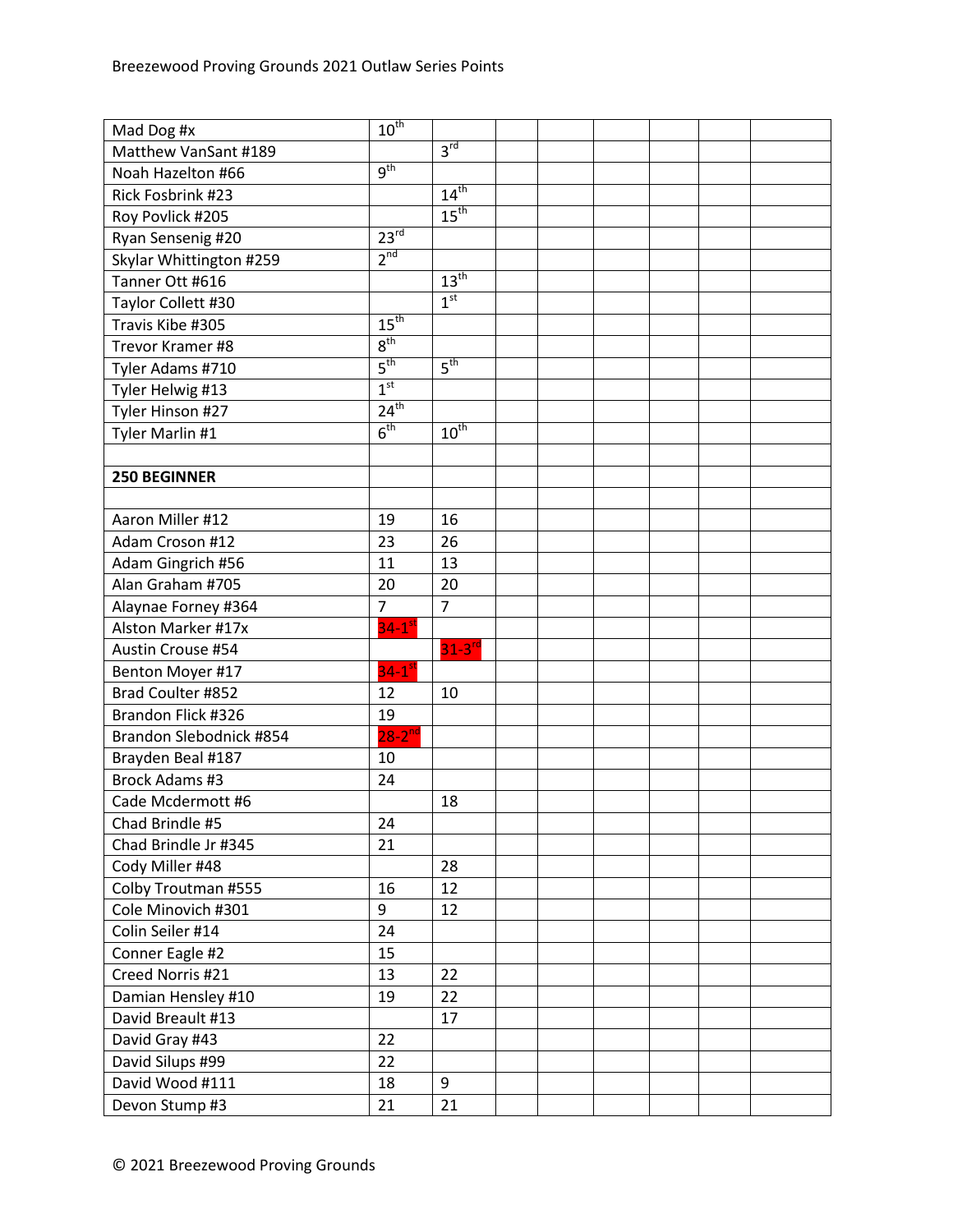| | | | | | | | |
|---|---|---|---|---|---|---|---|
| Mad Dog #x | 10th | | | | | | |
| Matthew VanSant #189 | | 3rd | | | | | |
| Noah Hazelton #66 | 9th | | | | | | |
| Rick Fosbrink #23 | | 14th | | | | | |
| Roy Povlick #205 | | 15th | | | | | |
| Ryan Sensenig #20 | 23rd | | | | | | |
| Skylar Whittington #259 | 2nd | | | | | | |
| Tanner Ott #616 | | 13th | | | | | |
| Taylor Collett #30 | | 1st | | | | | |
| Travis Kibe #305 | 15th | | | | | | |
| Trevor Kramer #8 | 8th | | | | | | |
| Tyler Adams #710 | 5th | 5th | | | | | |
| Tyler Helwig #13 | 1st | | | | | | |
| Tyler Hinson #27 | 24th | | | | | | |
| Tyler Marlin #1 | 6th | 10th | | | | | |
| | | | | | | | |
| **250 BEGINNER** | | | | | | | |
| | | | | | | | |
| Aaron Miller #12 | 19 | 16 | | | | | |
| Adam Croson #12 | 23 | 26 | | | | | |
| Adam Gingrich #56 | 11 | 13 | | | | | |
| Alan Graham #705 | 20 | 20 | | | | | |
| Alaynae Forney #364 | 7 | 7 | | | | | |
| Alston Marker #17x | 34-1st | | | | | | |
| Austin Crouse #54 | | 31-3rd | | | | | |
| Benton Moyer #17 | 34-1st | | | | | | |
| Brad Coulter #852 | 12 | 10 | | | | | |
| Brandon Flick #326 | 19 | | | | | | |
| Brandon Slebodnick #854 | 28-2nd | | | | | | |
| Brayden Beal #187 | 10 | | | | | | |
| Brock Adams #3 | 24 | | | | | | |
| Cade Mcdermott #6 | | 18 | | | | | |
| Chad Brindle #5 | 24 | | | | | | |
| Chad Brindle Jr #345 | 21 | | | | | | |
| Cody Miller #48 | | 28 | | | | | |
| Colby Troutman #555 | 16 | 12 | | | | | |
| Cole Minovich #301 | 9 | 12 | | | | | |
| Colin Seiler #14 | 24 | | | | | | |
| Conner Eagle #2 | 15 | | | | | | |
| Creed Norris #21 | 13 | 22 | | | | | |
| Damian Hensley #10 | 19 | 22 | | | | | |
| David Breault #13 | | 17 | | | | | |
| David Gray #43 | 22 | | | | | | |
| David Silups #99 | 22 | | | | | | |
| David Wood #111 | 18 | 9 | | | | | |
| Devon Stump #3 | 21 | 21 | | | | | |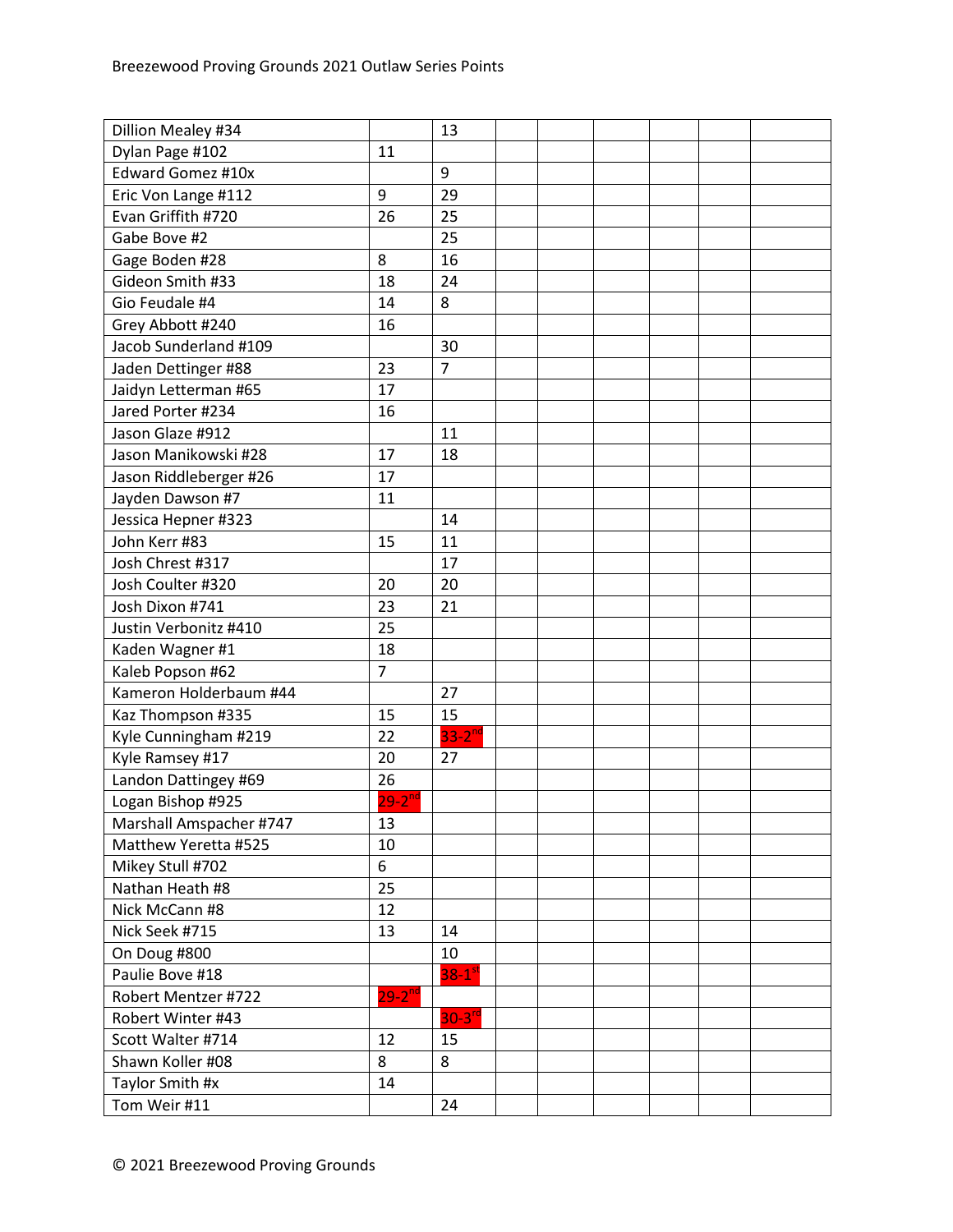Breezewood Proving Grounds 2021 Outlaw Series Points

| | | | | | | | | |
|---|---|---|---|---|---|---|---|---|
| Dillion Mealey #34 | | 13 | | | | | | |
| Dylan Page #102 | 11 | | | | | | | |
| Edward Gomez #10x | | 9 | | | | | | |
| Eric Von Lange #112 | 9 | 29 | | | | | | |
| Evan Griffith #720 | 26 | 25 | | | | | | |
| Gabe Bove #2 | | 25 | | | | | | |
| Gage Boden #28 | 8 | 16 | | | | | | |
| Gideon Smith #33 | 18 | 24 | | | | | | |
| Gio Feudale #4 | 14 | 8 | | | | | | |
| Grey Abbott #240 | 16 | | | | | | | |
| Jacob Sunderland #109 | | 30 | | | | | | |
| Jaden Dettinger #88 | 23 | 7 | | | | | | |
| Jaidyn Letterman #65 | 17 | | | | | | | |
| Jared Porter #234 | 16 | | | | | | | |
| Jason Glaze #912 | | 11 | | | | | | |
| Jason Manikowski #28 | 17 | 18 | | | | | | |
| Jason Riddleberger #26 | 17 | | | | | | | |
| Jayden Dawson #7 | 11 | | | | | | | |
| Jessica Hepner #323 | | 14 | | | | | | |
| John Kerr #83 | 15 | 11 | | | | | | |
| Josh Chrest #317 | | 17 | | | | | | |
| Josh Coulter #320 | 20 | 20 | | | | | | |
| Josh Dixon #741 | 23 | 21 | | | | | | |
| Justin Verbonitz #410 | 25 | | | | | | | |
| Kaden Wagner #1 | 18 | | | | | | | |
| Kaleb Popson #62 | 7 | | | | | | | |
| Kameron Holderbaum #44 | | 27 | | | | | | |
| Kaz Thompson #335 | 15 | 15 | | | | | | |
| Kyle Cunningham #219 | 22 | 33-2nd | | | | | | |
| Kyle Ramsey #17 | 20 | 27 | | | | | | |
| Landon Dattingey #69 | 26 | | | | | | | |
| Logan Bishop #925 | 29-2nd | | | | | | | |
| Marshall Amspacher #747 | 13 | | | | | | | |
| Matthew Yeretta #525 | 10 | | | | | | | |
| Mikey Stull #702 | 6 | | | | | | | |
| Nathan Heath #8 | 25 | | | | | | | |
| Nick McCann #8 | 12 | | | | | | | |
| Nick Seek #715 | 13 | 14 | | | | | | |
| On Doug #800 | | 10 | | | | | | |
| Paulie Bove #18 | | 38-1st | | | | | | |
| Robert Mentzer #722 | 29-2nd | | | | | | | |
| Robert Winter #43 | | 30-3rd | | | | | | |
| Scott Walter #714 | 12 | 15 | | | | | | |
| Shawn Koller #08 | 8 | 8 | | | | | | |
| Taylor Smith #x | 14 | | | | | | | |
| Tom Weir #11 | | 24 | | | | | | |

© 2021 Breezewood Proving Grounds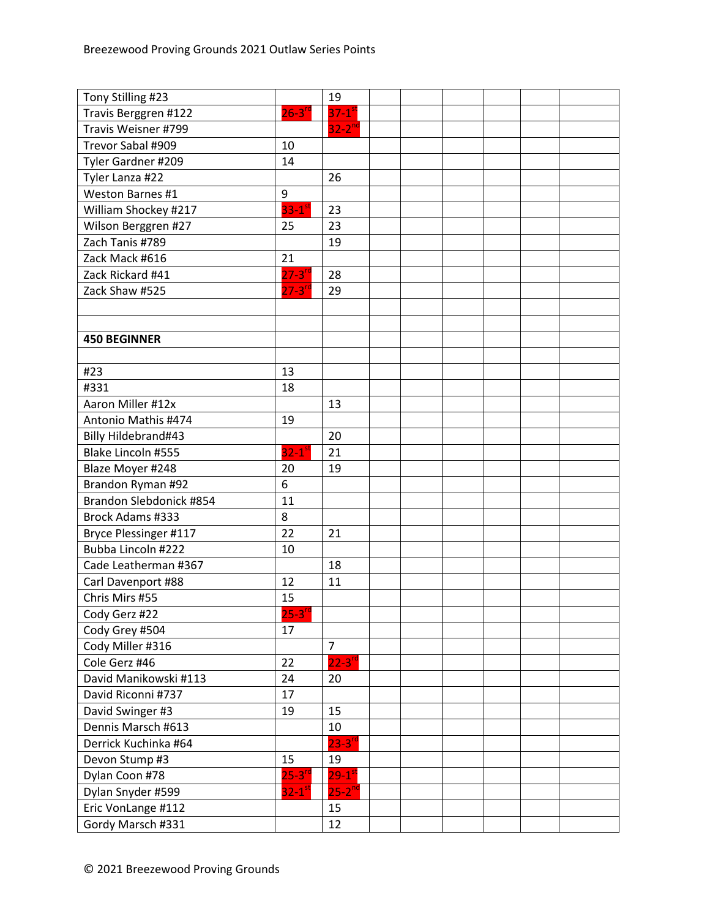| | | | | | | | | |
|---|---|---|---|---|---|---|---|---|
| Tony Stilling #23 | | 19 | | | | | | |
| Travis Berggren #122 | 26-3rd | 37-1st | | | | | | |
| Travis Weisner #799 | | 32-2nd | | | | | | |
| Trevor Sabal #909 | 10 | | | | | | | |
| Tyler Gardner #209 | 14 | | | | | | | |
| Tyler Lanza #22 | | 26 | | | | | | |
| Weston Barnes #1 | 9 | | | | | | | |
| William Shockey #217 | 33-1st | 23 | | | | | | |
| Wilson Berggren #27 | 25 | 23 | | | | | | |
| Zach Tanis #789 | | 19 | | | | | | |
| Zack Mack #616 | 21 | | | | | | | |
| Zack Rickard #41 | 27-3rd | 28 | | | | | | |
| Zack Shaw #525 | 27-3rd | 29 | | | | | | |
| | | | | | | | | |
| | | | | | | | | |
| **450 BEGINNER** | | | | | | | | |
| | | | | | | | | |
| #23 | 13 | | | | | | | |
| #331 | 18 | | | | | | | |
| Aaron Miller #12x | | 13 | | | | | | |
| Antonio Mathis #474 | 19 | | | | | | | |
| Billy Hildebrand#43 | | 20 | | | | | | |
| Blake Lincoln #555 | 32-1st | 21 | | | | | | |
| Blaze Moyer #248 | 20 | 19 | | | | | | |
| Brandon Ryman #92 | 6 | | | | | | | |
| Brandon Slebdonick #854 | 11 | | | | | | | |
| Brock Adams #333 | 8 | | | | | | | |
| Bryce Plessinger #117 | 22 | 21 | | | | | | |
| Bubba Lincoln #222 | 10 | | | | | | | |
| Cade Leatherman #367 | | 18 | | | | | | |
| Carl Davenport #88 | 12 | 11 | | | | | | |
| Chris Mirs #55 | 15 | | | | | | | |
| Cody Gerz #22 | 25-3rd | | | | | | | |
| Cody Grey #504 | 17 | | | | | | | |
| Cody Miller #316 | | 7 | | | | | | |
| Cole Gerz #46 | 22 | 22-3rd | | | | | | |
| David Manikowski #113 | 24 | 20 | | | | | | |
| David Riconni #737 | 17 | | | | | | | |
| David Swinger #3 | 19 | 15 | | | | | | |
| Dennis Marsch #613 | | 10 | | | | | | |
| Derrick Kuchinka #64 | | 23-3rd | | | | | | |
| Devon Stump #3 | 15 | 19 | | | | | | |
| Dylan Coon #78 | 25-3rd | 29-1st | | | | | | |
| Dylan Snyder #599 | 32-1st | 25-2nd | | | | | | |
| Eric VonLange #112 | | 15 | | | | | | |
| Gordy Marsch #331 | | 12 | | | | | | |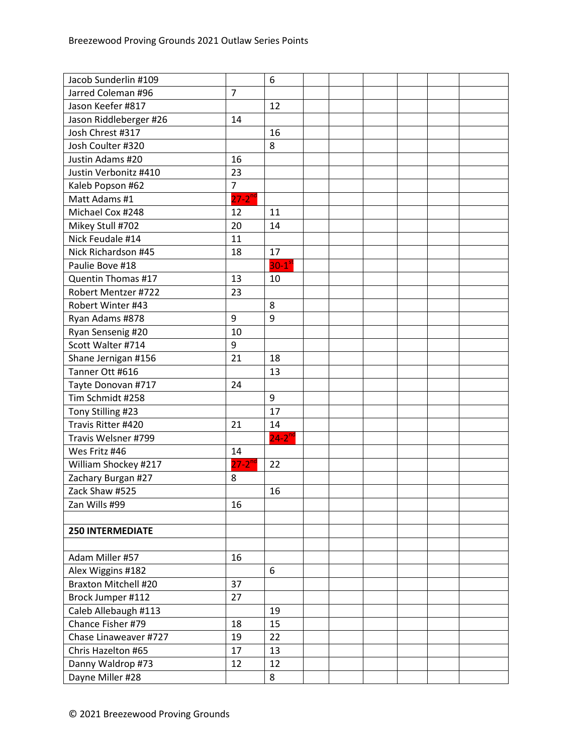| | | | | | | | | |
|---|---|---|---|---|---|---|---|---|
| Jacob Sunderlin #109 | | 6 | | | | | | |
| Jarred Coleman #96 | 7 | | | | | | | |
| Jason Keefer #817 | | 12 | | | | | | |
| Jason Riddleberger #26 | 14 | | | | | | | |
| Josh Chrest #317 | | 16 | | | | | | |
| Josh Coulter #320 | | 8 | | | | | | |
| Justin Adams #20 | 16 | | | | | | | |
| Justin Verbonitz #410 | 23 | | | | | | | |
| Kaleb Popson #62 | 7 | | | | | | | |
| Matt Adams #1 | 27-2nd | | | | | | | |
| Michael Cox #248 | 12 | 11 | | | | | | |
| Mikey Stull #702 | 20 | 14 | | | | | | |
| Nick Feudale #14 | 11 | | | | | | | |
| Nick Richardson #45 | 18 | 17 | | | | | | |
| Paulie Bove #18 | | 30-1st | | | | | | |
| Quentin Thomas #17 | 13 | 10 | | | | | | |
| Robert Mentzer #722 | 23 | | | | | | | |
| Robert Winter #43 | | 8 | | | | | | |
| Ryan Adams #878 | 9 | 9 | | | | | | |
| Ryan Sensenig #20 | 10 | | | | | | | |
| Scott Walter #714 | 9 | | | | | | | |
| Shane Jernigan #156 | 21 | 18 | | | | | | |
| Tanner Ott #616 | | 13 | | | | | | |
| Tayte Donovan #717 | 24 | | | | | | | |
| Tim Schmidt #258 | | 9 | | | | | | |
| Tony Stilling #23 | | 17 | | | | | | |
| Travis Ritter #420 | 21 | 14 | | | | | | |
| Travis Welsner #799 | | 24-2nd | | | | | | |
| Wes Fritz #46 | 14 | | | | | | | |
| William Shockey #217 | 27-2nd | 22 | | | | | | |
| Zachary Burgan #27 | 8 | | | | | | | |
| Zack Shaw #525 | | 16 | | | | | | |
| Zan Wills #99 | 16 | | | | | | | |
| | | | | | | | | |
| **250 INTERMEDIATE** | | | | | | | | |
| | | | | | | | | |
| Adam Miller #57 | 16 | | | | | | | |
| Alex Wiggins #182 | | 6 | | | | | | |
| Braxton Mitchell #20 | 37 | | | | | | | |
| Brock Jumper #112 | 27 | | | | | | | |
| Caleb Allebaugh #113 | | 19 | | | | | | |
| Chance Fisher #79 | 18 | 15 | | | | | | |
| Chase Linaweaver #727 | 19 | 22 | | | | | | |
| Chris Hazelton #65 | 17 | 13 | | | | | | |
| Danny Waldrop #73 | 12 | 12 | | | | | | |
| Dayne Miller #28 | | 8 | | | | | | |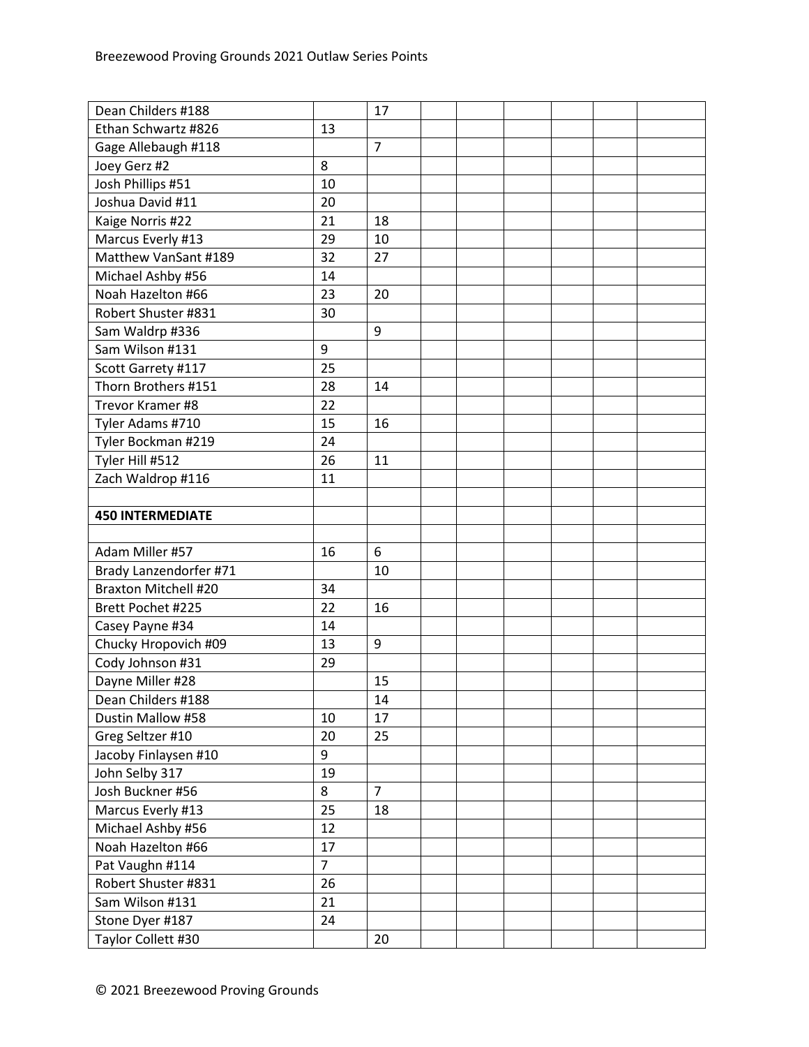| | | | | | | | | |
|---|---|---|---|---|---|---|---|---|
| Dean Childers #188 | | 17 | | | | | | |
| Ethan Schwartz #826 | 13 | | | | | | | |
| Gage Allebaugh #118 | | 7 | | | | | | |
| Joey Gerz #2 | 8 | | | | | | | |
| Josh Phillips #51 | 10 | | | | | | | |
| Joshua David #11 | 20 | | | | | | | |
| Kaige Norris #22 | 21 | 18 | | | | | | |
| Marcus Everly #13 | 29 | 10 | | | | | | |
| Matthew VanSant #189 | 32 | 27 | | | | | | |
| Michael Ashby #56 | 14 | | | | | | | |
| Noah Hazelton #66 | 23 | 20 | | | | | | |
| Robert Shuster #831 | 30 | | | | | | | |
| Sam Waldrp #336 | | 9 | | | | | | |
| Sam Wilson #131 | 9 | | | | | | | |
| Scott Garrety #117 | 25 | | | | | | | |
| Thorn Brothers #151 | 28 | 14 | | | | | | |
| Trevor Kramer #8 | 22 | | | | | | | |
| Tyler Adams #710 | 15 | 16 | | | | | | |
| Tyler Bockman #219 | 24 | | | | | | | |
| Tyler Hill #512 | 26 | 11 | | | | | | |
| Zach Waldrop #116 | 11 | | | | | | | |
| | | | | | | | | |
| **450 INTERMEDIATE** | | | | | | | | |
| | | | | | | | | |
| Adam Miller #57 | 16 | 6 | | | | | | |
| Brady Lanzendorfer #71 | | 10 | | | | | | |
| Braxton Mitchell #20 | 34 | | | | | | | |
| Brett Pochet #225 | 22 | 16 | | | | | | |
| Casey Payne #34 | 14 | | | | | | | |
| Chucky Hropovich #09 | 13 | 9 | | | | | | |
| Cody Johnson #31 | 29 | | | | | | | |
| Dayne Miller #28 | | 15 | | | | | | |
| Dean Childers #188 | | 14 | | | | | | |
| Dustin Mallow #58 | 10 | 17 | | | | | | |
| Greg Seltzer #10 | 20 | 25 | | | | | | |
| Jacoby Finlaysen #10 | 9 | | | | | | | |
| John Selby 317 | 19 | | | | | | | |
| Josh Buckner #56 | 8 | 7 | | | | | | |
| Marcus Everly #13 | 25 | 18 | | | | | | |
| Michael Ashby #56 | 12 | | | | | | | |
| Noah Hazelton #66 | 17 | | | | | | | |
| Pat Vaughn #114 | 7 | | | | | | | |
| Robert Shuster #831 | 26 | | | | | | | |
| Sam Wilson #131 | 21 | | | | | | | |
| Stone Dyer #187 | 24 | | | | | | | |
| Taylor Collett #30 | | 20 | | | | | | |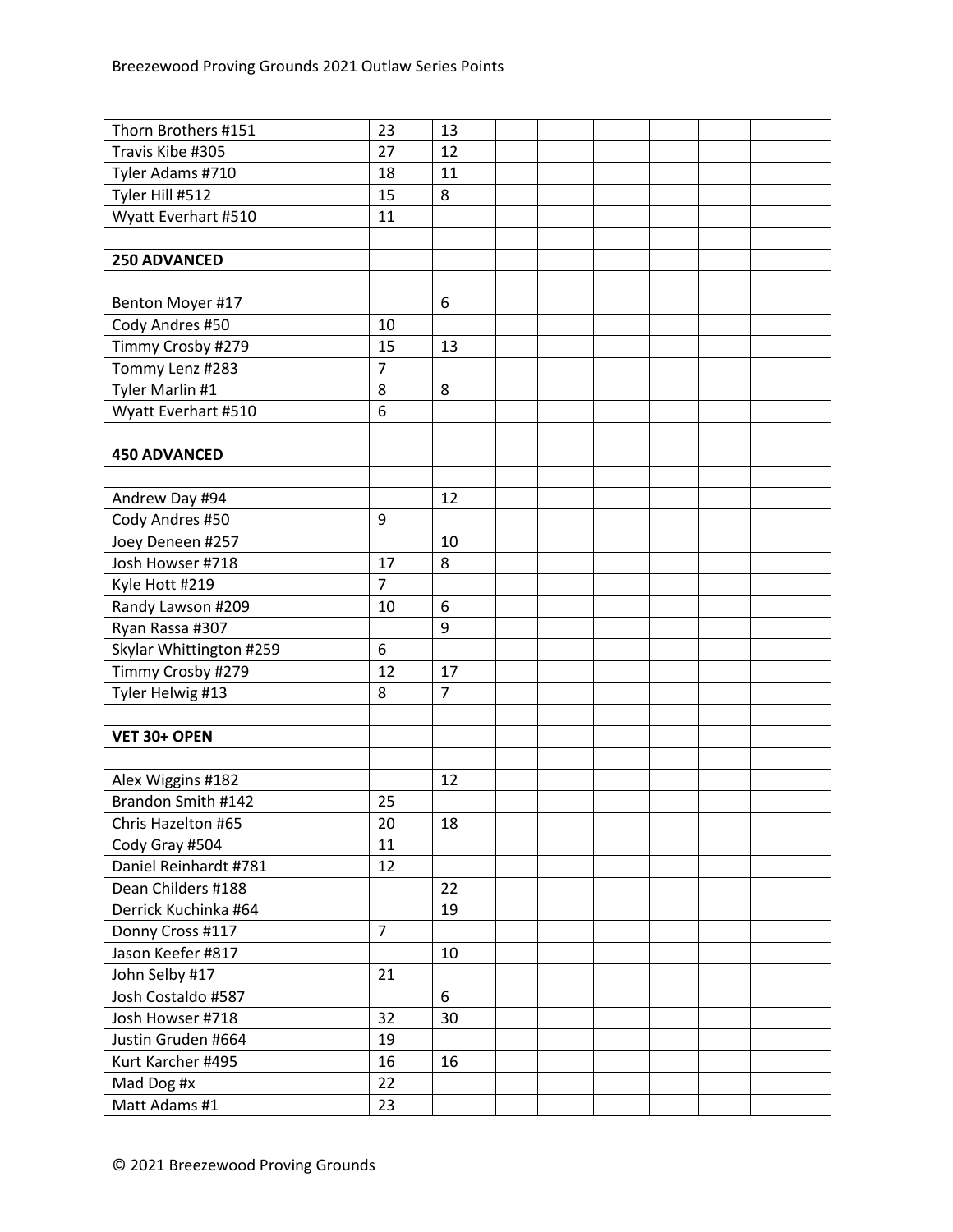| | | | | | | | | |
|---|---|---|---|---|---|---|---|---|
| Thorn Brothers #151 | 23 | 13 | | | | | | |
| Travis Kibe #305 | 27 | 12 | | | | | | |
| Tyler Adams #710 | 18 | 11 | | | | | | |
| Tyler Hill #512 | 15 | 8 | | | | | | |
| Wyatt Everhart #510 | 11 | | | | | | | |
| | | | | | | | | |
| **250 ADVANCED** | | | | | | | | |
| | | | | | | | | |
| Benton Moyer #17 | | 6 | | | | | | |
| Cody Andres #50 | 10 | | | | | | | |
| Timmy Crosby #279 | 15 | 13 | | | | | | |
| Tommy Lenz #283 | 7 | | | | | | | |
| Tyler Marlin #1 | 8 | 8 | | | | | | |
| Wyatt Everhart #510 | 6 | | | | | | | |
| | | | | | | | | |
| **450 ADVANCED** | | | | | | | | |
| | | | | | | | | |
| Andrew Day #94 | | 12 | | | | | | |
| Cody Andres #50 | 9 | | | | | | | |
| Joey Deneen #257 | | 10 | | | | | | |
| Josh Howser #718 | 17 | 8 | | | | | | |
| Kyle Hott #219 | 7 | | | | | | | |
| Randy Lawson #209 | 10 | 6 | | | | | | |
| Ryan Rassa #307 | | 9 | | | | | | |
| Skylar Whittington #259 | 6 | | | | | | | |
| Timmy Crosby #279 | 12 | 17 | | | | | | |
| Tyler Helwig #13 | 8 | 7 | | | | | | |
| | | | | | | | | |
| **VET 30+ OPEN** | | | | | | | | |
| | | | | | | | | |
| Alex Wiggins #182 | | 12 | | | | | | |
| Brandon Smith #142 | 25 | | | | | | | |
| Chris Hazelton #65 | 20 | 18 | | | | | | |
| Cody Gray #504 | 11 | | | | | | | |
| Daniel Reinhardt #781 | 12 | | | | | | | |
| Dean Childers #188 | | 22 | | | | | | |
| Derrick Kuchinka #64 | | 19 | | | | | | |
| Donny Cross #117 | 7 | | | | | | | |
| Jason Keefer #817 | | 10 | | | | | | |
| John Selby #17 | 21 | | | | | | | |
| Josh Costaldo #587 | | 6 | | | | | | |
| Josh Howser #718 | 32 | 30 | | | | | | |
| Justin Gruden #664 | 19 | | | | | | | |
| Kurt Karcher #495 | 16 | 16 | | | | | | |
| Mad Dog #x | 22 | | | | | | | |
| Matt Adams #1 | 23 | | | | | | | |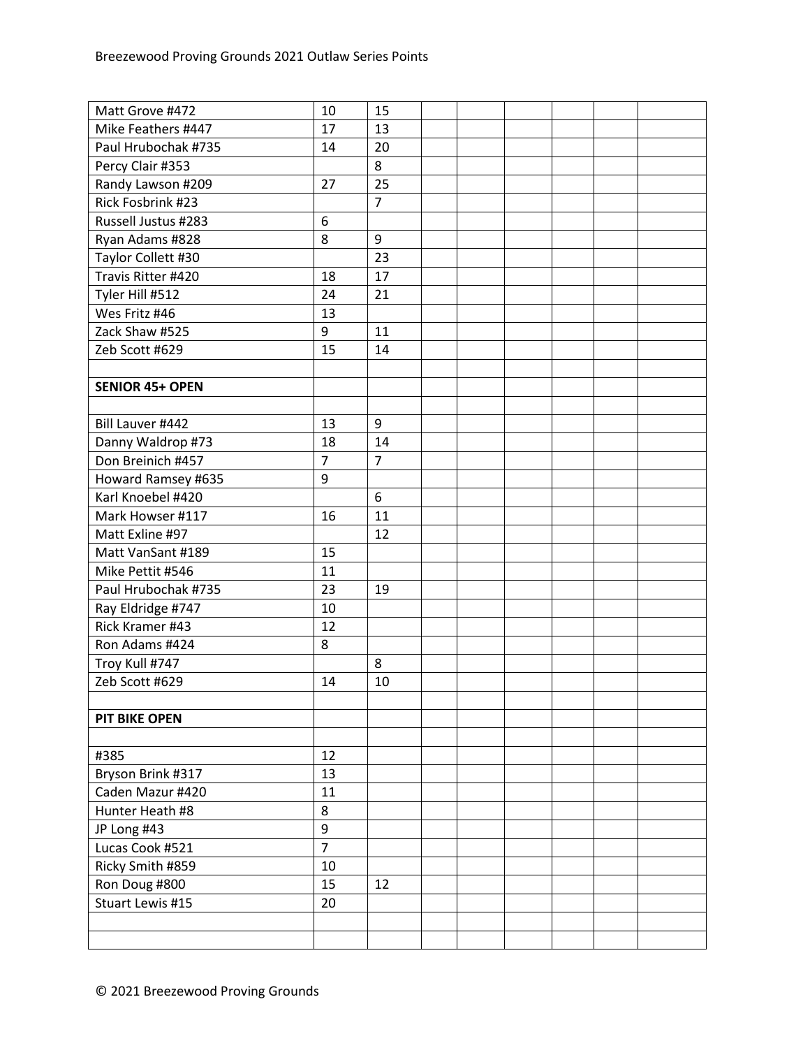| | | | | | | | | |
|---|---|---|---|---|---|---|---|---|
| Matt Grove #472 | 10 | 15 | | | | | | |
| Mike Feathers #447 | 17 | 13 | | | | | | |
| Paul Hrubochak #735 | 14 | 20 | | | | | | |
| Percy Clair #353 | | 8 | | | | | | |
| Randy Lawson #209 | 27 | 25 | | | | | | |
| Rick Fosbrink #23 | | 7 | | | | | | |
| Russell Justus #283 | 6 | | | | | | | |
| Ryan Adams #828 | 8 | 9 | | | | | | |
| Taylor Collett #30 | | 23 | | | | | | |
| Travis Ritter #420 | 18 | 17 | | | | | | |
| Tyler Hill #512 | 24 | 21 | | | | | | |
| Wes Fritz #46 | 13 | | | | | | | |
| Zack Shaw #525 | 9 | 11 | | | | | | |
| Zeb Scott #629 | 15 | 14 | | | | | | |
| | | | | | | | | |
| **SENIOR 45+ OPEN** | | | | | | | | |
| | | | | | | | | |
| Bill Lauver #442 | 13 | 9 | | | | | | |
| Danny Waldrop #73 | 18 | 14 | | | | | | |
| Don Breinich #457 | 7 | 7 | | | | | | |
| Howard Ramsey #635 | 9 | | | | | | | |
| Karl Knoebel #420 | | 6 | | | | | | |
| Mark Howser #117 | 16 | 11 | | | | | | |
| Matt Exline #97 | | 12 | | | | | | |
| Matt VanSant #189 | 15 | | | | | | | |
| Mike Pettit #546 | 11 | | | | | | | |
| Paul Hrubochak #735 | 23 | 19 | | | | | | |
| Ray Eldridge #747 | 10 | | | | | | | |
| Rick Kramer #43 | 12 | | | | | | | |
| Ron Adams #424 | 8 | | | | | | | |
| Troy Kull #747 | | 8 | | | | | | |
| Zeb Scott #629 | 14 | 10 | | | | | | |
| | | | | | | | | |
| **PIT BIKE OPEN** | | | | | | | | |
| | | | | | | | | |
| #385 | 12 | | | | | | | |
| Bryson Brink #317 | 13 | | | | | | | |
| Caden Mazur #420 | 11 | | | | | | | |
| Hunter Heath #8 | 8 | | | | | | | |
| JP Long #43 | 9 | | | | | | | |
| Lucas Cook #521 | 7 | | | | | | | |
| Ricky Smith #859 | 10 | | | | | | | |
| Ron Doug #800 | 15 | 12 | | | | | | |
| Stuart Lewis #15 | 20 | | | | | | | |
| | | | | | | | | |
| | | | | | | | | |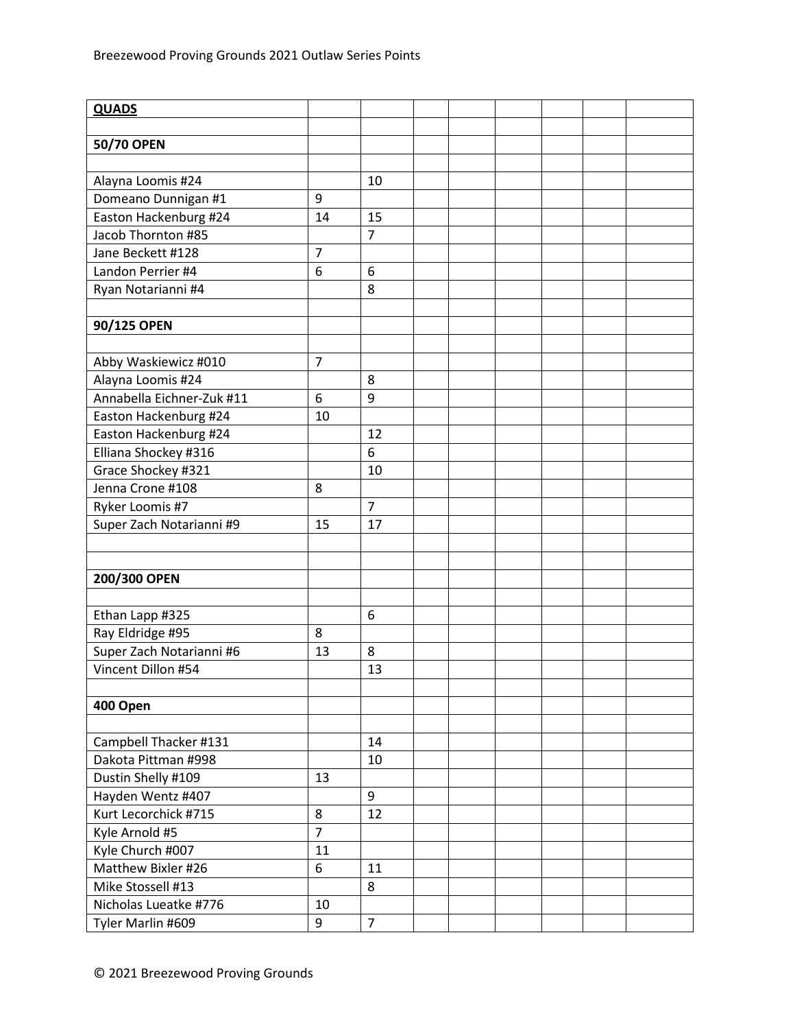Breezewood Proving Grounds 2021 Outlaw Series Points

| **QUADS** | | | | | | | | |
|---|---|---|---|---|---|---|---|---|
| | | | | | | | | |
| **50/70 OPEN** | | | | | | | | |
| | | | | | | | | |
| Alayna Loomis #24 | | 10 | | | | | | |
| Domeano Dunnigan #1 | 9 | | | | | | | |
| Easton Hackenburg #24 | 14 | 15 | | | | | | |
| Jacob Thornton #85 | | 7 | | | | | | |
| Jane Beckett #128 | 7 | | | | | | | |
| Landon Perrier #4 | 6 | 6 | | | | | | |
| Ryan Notarianni #4 | | 8 | | | | | | |
| | | | | | | | | |
| **90/125 OPEN** | | | | | | | | |
| | | | | | | | | |
| Abby Waskiewicz #010 | 7 | | | | | | | |
| Alayna Loomis #24 | | 8 | | | | | | |
| Annabella Eichner-Zuk #11 | 6 | 9 | | | | | | |
| Easton Hackenburg #24 | 10 | | | | | | | |
| Easton Hackenburg #24 | | 12 | | | | | | |
| Elliana Shockey #316 | | 6 | | | | | | |
| Grace Shockey #321 | | 10 | | | | | | |
| Jenna Crone #108 | 8 | | | | | | | |
| Ryker Loomis #7 | | 7 | | | | | | |
| Super Zach Notarianni #9 | 15 | 17 | | | | | | |
| | | | | | | | | |
| | | | | | | | | |
| **200/300 OPEN** | | | | | | | | |
| | | | | | | | | |
| Ethan Lapp #325 | | 6 | | | | | | |
| Ray Eldridge #95 | 8 | | | | | | | |
| Super Zach Notarianni #6 | 13 | 8 | | | | | | |
| Vincent Dillon #54 | | 13 | | | | | | |
| | | | | | | | | |
| **400 Open** | | | | | | | | |
| | | | | | | | | |
| Campbell Thacker #131 | | 14 | | | | | | |
| Dakota Pittman #998 | | 10 | | | | | | |
| Dustin Shelly #109 | 13 | | | | | | | |
| Hayden Wentz #407 | | 9 | | | | | | |
| Kurt Lecorchick #715 | 8 | 12 | | | | | | |
| Kyle Arnold #5 | 7 | | | | | | | |
| Kyle Church #007 | 11 | | | | | | | |
| Matthew Bixler #26 | 6 | 11 | | | | | | |
| Mike Stossell #13 | | 8 | | | | | | |
| Nicholas Lueatke #776 | 10 | | | | | | | |
| Tyler Marlin #609 | 9 | 7 | | | | | | |

© 2021 Breezewood Proving Grounds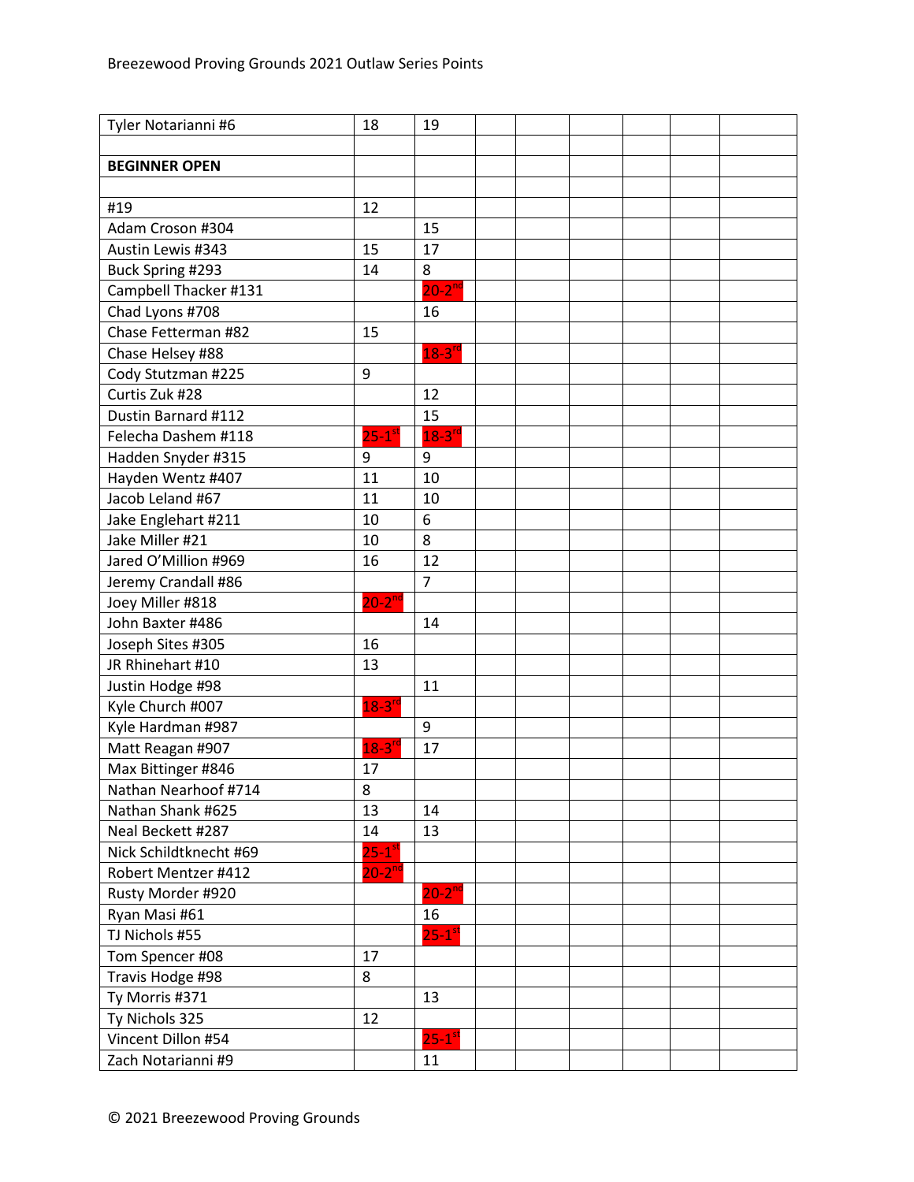| | | | | | | | | |
|---|---|---|---|---|---|---|---|---|
| Tyler Notarianni #6 | 18 | 19 | | | | | | |
| | | | | | | | | |
| **BEGINNER OPEN** | | | | | | | | |
| | | | | | | | | |
| #19 | 12 | | | | | | | |
| Adam Croson #304 | | 15 | | | | | | |
| Austin Lewis #343 | 15 | 17 | | | | | | |
| Buck Spring #293 | 14 | 8 | | | | | | |
| Campbell Thacker #131 | | 20-2nd | | | | | | |
| Chad Lyons #708 | | 16 | | | | | | |
| Chase Fetterman #82 | 15 | | | | | | | |
| Chase Helsey #88 | | 18-3rd | | | | | | |
| Cody Stutzman #225 | 9 | | | | | | | |
| Curtis Zuk #28 | | 12 | | | | | | |
| Dustin Barnard #112 | | 15 | | | | | | |
| Felecha Dashem #118 | 25-1st | 18-3rd | | | | | | |
| Hadden Snyder #315 | 9 | 9 | | | | | | |
| Hayden Wentz #407 | 11 | 10 | | | | | | |
| Jacob Leland #67 | 11 | 10 | | | | | | |
| Jake Englehart #211 | 10 | 6 | | | | | | |
| Jake Miller #21 | 10 | 8 | | | | | | |
| Jared O'Million #969 | 16 | 12 | | | | | | |
| Jeremy Crandall #86 | | 7 | | | | | | |
| Joey Miller #818 | 20-2nd | | | | | | | |
| John Baxter #486 | | 14 | | | | | | |
| Joseph Sites #305 | 16 | | | | | | | |
| JR Rhinehart #10 | 13 | | | | | | | |
| Justin Hodge #98 | | 11 | | | | | | |
| Kyle Church #007 | 18-3rd | | | | | | | |
| Kyle Hardman #987 | | 9 | | | | | | |
| Matt Reagan #907 | 18-3rd | 17 | | | | | | |
| Max Bittinger #846 | 17 | | | | | | | |
| Nathan Nearhoof #714 | 8 | | | | | | | |
| Nathan Shank #625 | 13 | 14 | | | | | | |
| Neal Beckett #287 | 14 | 13 | | | | | | |
| Nick Schildtknecht #69 | 25-1st | | | | | | | |
| Robert Mentzer #412 | 20-2nd | | | | | | | |
| Rusty Morder #920 | | 20-2nd | | | | | | |
| Ryan Masi #61 | | 16 | | | | | | |
| TJ Nichols #55 | | 25-1st | | | | | | |
| Tom Spencer #08 | 17 | | | | | | | |
| Travis Hodge #98 | 8 | | | | | | | |
| Ty Morris #371 | | 13 | | | | | | |
| Ty Nichols 325 | 12 | | | | | | | |
| Vincent Dillon #54 | | 25-1st | | | | | | |
| Zach Notarianni #9 | | 11 | | | | | | |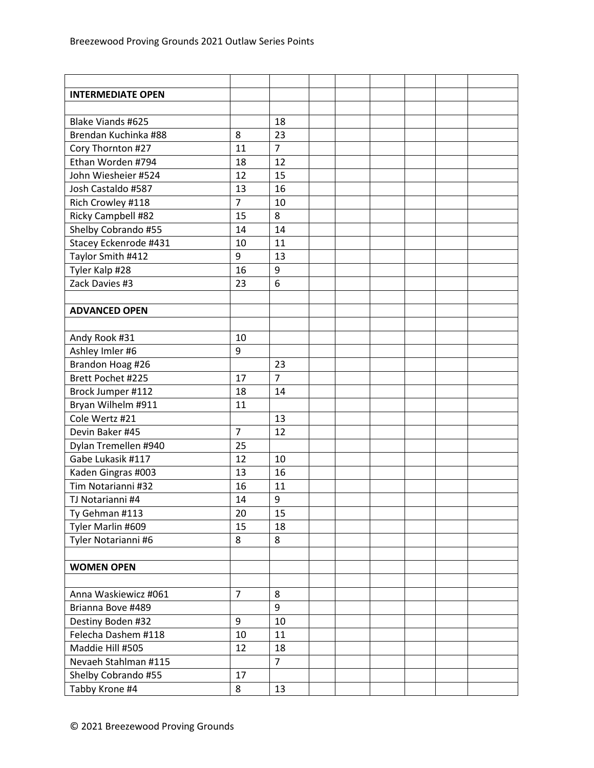| | | | | | | | | |
|---|---|---|---|---|---|---|---|---|
| **INTERMEDIATE OPEN** | | | | | | | | |
| | | | | | | | | |
| Blake Viands #625 | | 18 | | | | | | |
| Brendan Kuchinka #88 | 8 | 23 | | | | | | |
| Cory Thornton #27 | 11 | 7 | | | | | | |
| Ethan Worden #794 | 18 | 12 | | | | | | |
| John Wiesheier #524 | 12 | 15 | | | | | | |
| Josh Castaldo #587 | 13 | 16 | | | | | | |
| Rich Crowley #118 | 7 | 10 | | | | | | |
| Ricky Campbell #82 | 15 | 8 | | | | | | |
| Shelby Cobrando #55 | 14 | 14 | | | | | | |
| Stacey Eckenrode #431 | 10 | 11 | | | | | | |
| Taylor Smith #412 | 9 | 13 | | | | | | |
| Tyler Kalp #28 | 16 | 9 | | | | | | |
| Zack Davies #3 | 23 | 6 | | | | | | |
| | | | | | | | | |
| **ADVANCED OPEN** | | | | | | | | |
| | | | | | | | | |
| Andy Rook #31 | 10 | | | | | | | |
| Ashley Imler #6 | 9 | | | | | | | |
| Brandon Hoag #26 | | 23 | | | | | | |
| Brett Pochet #225 | 17 | 7 | | | | | | |
| Brock Jumper #112 | 18 | 14 | | | | | | |
| Bryan Wilhelm #911 | 11 | | | | | | | |
| Cole Wertz #21 | | 13 | | | | | | |
| Devin Baker #45 | 7 | 12 | | | | | | |
| Dylan Tremellen #940 | 25 | | | | | | | |
| Gabe Lukasik #117 | 12 | 10 | | | | | | |
| Kaden Gingras #003 | 13 | 16 | | | | | | |
| Tim Notarianni #32 | 16 | 11 | | | | | | |
| TJ Notarianni #4 | 14 | 9 | | | | | | |
| Ty Gehman #113 | 20 | 15 | | | | | | |
| Tyler Marlin #609 | 15 | 18 | | | | | | |
| Tyler Notarianni #6 | 8 | 8 | | | | | | |
| | | | | | | | | |
| **WOMEN OPEN** | | | | | | | | |
| | | | | | | | | |
| Anna Waskiewicz #061 | 7 | 8 | | | | | | |
| Brianna Bove #489 | | 9 | | | | | | |
| Destiny Boden #32 | 9 | 10 | | | | | | |
| Felecha Dashem #118 | 10 | 11 | | | | | | |
| Maddie Hill #505 | 12 | 18 | | | | | | |
| Nevaeh Stahlman #115 | | 7 | | | | | | |
| Shelby Cobrando #55 | 17 | | | | | | | |
| Tabby Krone #4 | 8 | 13 | | | | | | |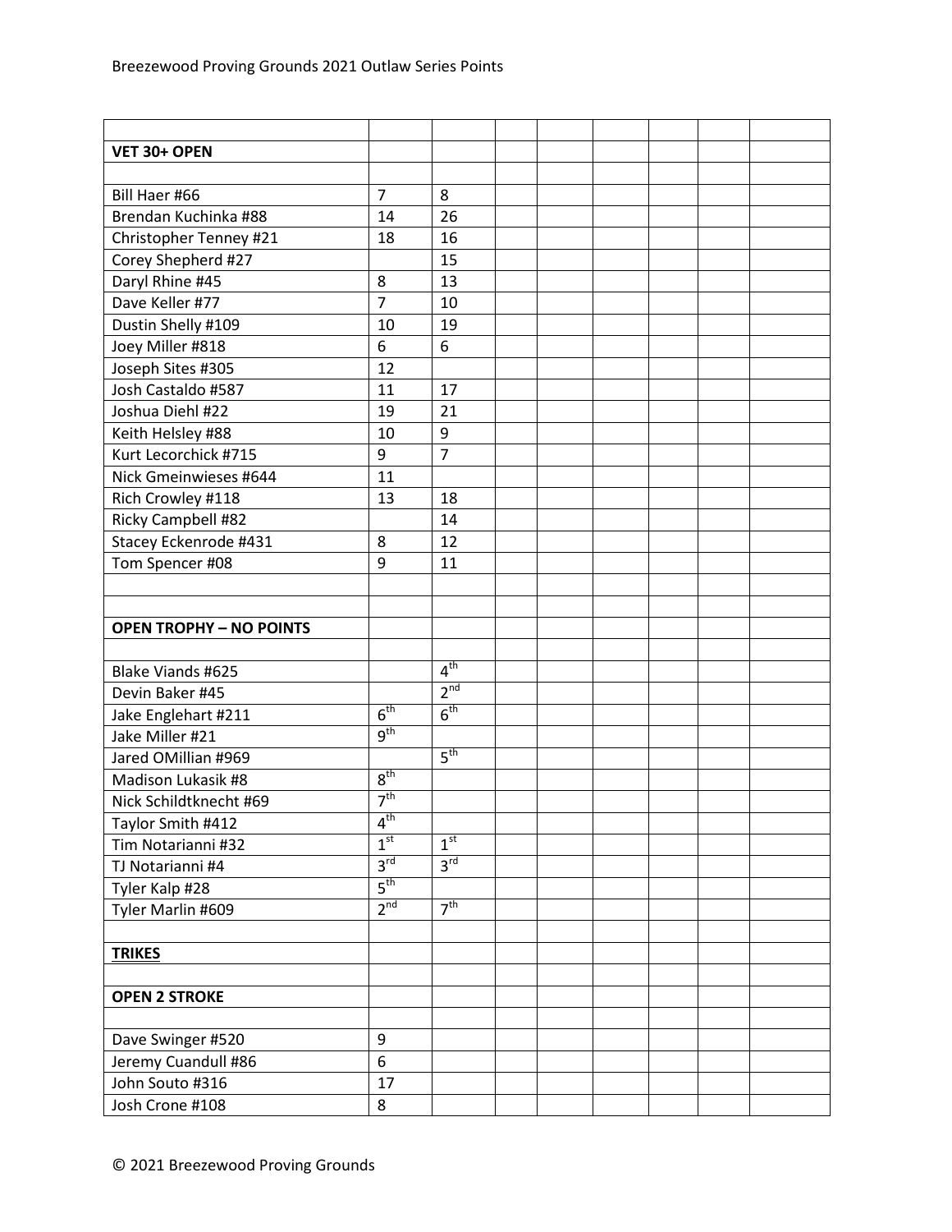Breezewood Proving Grounds 2021 Outlaw Series Points

| | | | | | | | | |
|---|---|---|---|---|---|---|---|---|
| **VET 30+ OPEN** | | | | | | | | |
| | | | | | | | | |
| Bill Haer #66 | 7 | 8 | | | | | | |
| Brendan Kuchinka #88 | 14 | 26 | | | | | | |
| Christopher Tenney #21 | 18 | 16 | | | | | | |
| Corey Shepherd #27 | | 15 | | | | | | |
| Daryl Rhine #45 | 8 | 13 | | | | | | |
| Dave Keller #77 | 7 | 10 | | | | | | |
| Dustin Shelly #109 | 10 | 19 | | | | | | |
| Joey Miller #818 | 6 | 6 | | | | | | |
| Joseph Sites #305 | 12 | | | | | | | |
| Josh Castaldo #587 | 11 | 17 | | | | | | |
| Joshua Diehl #22 | 19 | 21 | | | | | | |
| Keith Helsley #88 | 10 | 9 | | | | | | |
| Kurt Lecorchick #715 | 9 | 7 | | | | | | |
| Nick Gmeinwieses #644 | 11 | | | | | | | |
| Rich Crowley #118 | 13 | 18 | | | | | | |
| Ricky Campbell #82 | | 14 | | | | | | |
| Stacey Eckenrode #431 | 8 | 12 | | | | | | |
| Tom Spencer #08 | 9 | 11 | | | | | | |
| | | | | | | | | |
| | | | | | | | | |
| **OPEN TROPHY – NO POINTS** | | | | | | | | |
| | | | | | | | | |
| Blake Viands #625 | | 4th | | | | | | |
| Devin Baker #45 | | 2nd | | | | | | |
| Jake Englehart #211 | 6th | 6th | | | | | | |
| Jake Miller #21 | 9th | | | | | | | |
| Jared OMillian #969 | | 5th | | | | | | |
| Madison Lukasik #8 | 8th | | | | | | | |
| Nick Schildtknecht #69 | 7th | | | | | | | |
| Taylor Smith #412 | 4th | | | | | | | |
| Tim Notarianni #32 | 1st | 1st | | | | | | |
| TJ Notarianni #4 | 3rd | 3rd | | | | | | |
| Tyler Kalp #28 | 5th | | | | | | | |
| Tyler Marlin #609 | 2nd | 7th | | | | | | |
| | | | | | | | | |
| **TRIKES** | | | | | | | | |
| | | | | | | | | |
| **OPEN 2 STROKE** | | | | | | | | |
| | | | | | | | | |
| Dave Swinger #520 | 9 | | | | | | | |
| Jeremy Cuandull #86 | 6 | | | | | | | |
| John Souto #316 | 17 | | | | | | | |
| Josh Crone #108 | 8 | | | | | | | |

© 2021 Breezewood Proving Grounds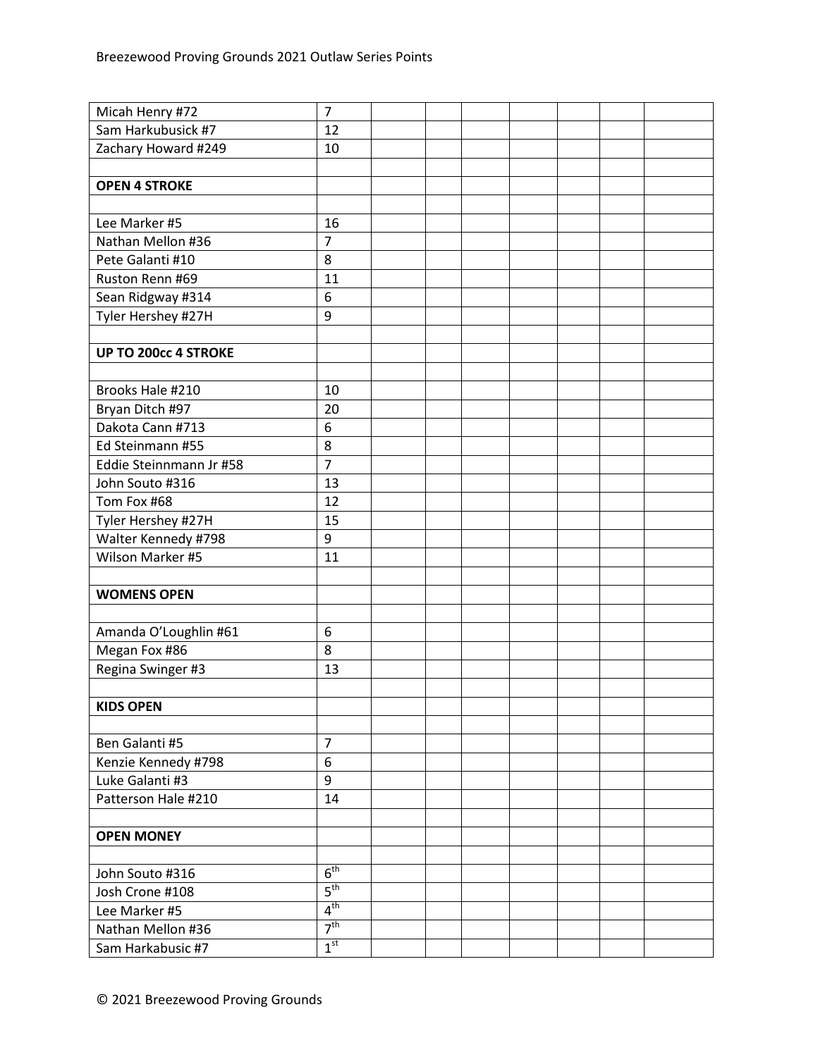| | | | | | | | | |
|---|---|---|---|---|---|---|---|---|
| Micah Henry #72 | 7 | | | | | | | |
| Sam Harkubusick #7 | 12 | | | | | | | |
| Zachary Howard #249 | 10 | | | | | | | |
| | | | | | | | | |
| **OPEN 4 STROKE** | | | | | | | | |
| | | | | | | | | |
| Lee Marker #5 | 16 | | | | | | | |
| Nathan Mellon #36 | 7 | | | | | | | |
| Pete Galanti #10 | 8 | | | | | | | |
| Ruston Renn #69 | 11 | | | | | | | |
| Sean Ridgway #314 | 6 | | | | | | | |
| Tyler Hershey #27H | 9 | | | | | | | |
| | | | | | | | | |
| **UP TO 200cc 4 STROKE** | | | | | | | | |
| | | | | | | | | |
| Brooks Hale #210 | 10 | | | | | | | |
| Bryan Ditch #97 | 20 | | | | | | | |
| Dakota Cann #713 | 6 | | | | | | | |
| Ed Steinmann #55 | 8 | | | | | | | |
| Eddie Steinnmann Jr #58 | 7 | | | | | | | |
| John Souto #316 | 13 | | | | | | | |
| Tom Fox #68 | 12 | | | | | | | |
| Tyler Hershey #27H | 15 | | | | | | | |
| Walter Kennedy #798 | 9 | | | | | | | |
| Wilson Marker #5 | 11 | | | | | | | |
| | | | | | | | | |
| **WOMENS OPEN** | | | | | | | | |
| | | | | | | | | |
| Amanda O'Loughlin #61 | 6 | | | | | | | |
| Megan Fox #86 | 8 | | | | | | | |
| Regina Swinger #3 | 13 | | | | | | | |
| | | | | | | | | |
| **KIDS OPEN** | | | | | | | | |
| | | | | | | | | |
| Ben Galanti #5 | 7 | | | | | | | |
| Kenzie Kennedy #798 | 6 | | | | | | | |
| Luke Galanti #3 | 9 | | | | | | | |
| Patterson Hale #210 | 14 | | | | | | | |
| | | | | | | | | |
| **OPEN MONEY** | | | | | | | | |
| | | | | | | | | |
| John Souto #316 | 6th | | | | | | | |
| Josh Crone #108 | 5th | | | | | | | |
| Lee Marker #5 | 4th | | | | | | | |
| Nathan Mellon #36 | 7th | | | | | | | |
| Sam Harkabusic #7 | 1st | | | | | | | |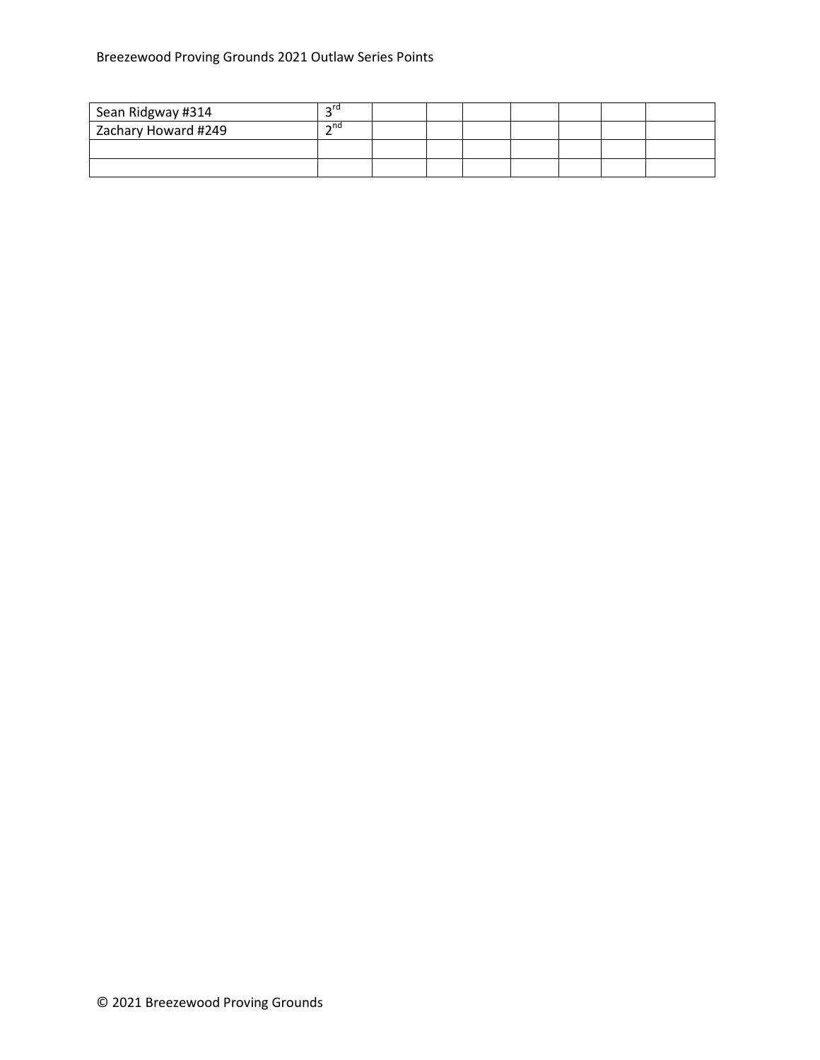| | | | | | | | | |
|---|---|---|---|---|---|---|---|---|
| Sean Ridgway #314 | 3rd | | | | | | | |
| Zachary Howard #249 | 2nd | | | | | | | |
| | | | | | | | | |
| | | | | | | | | |